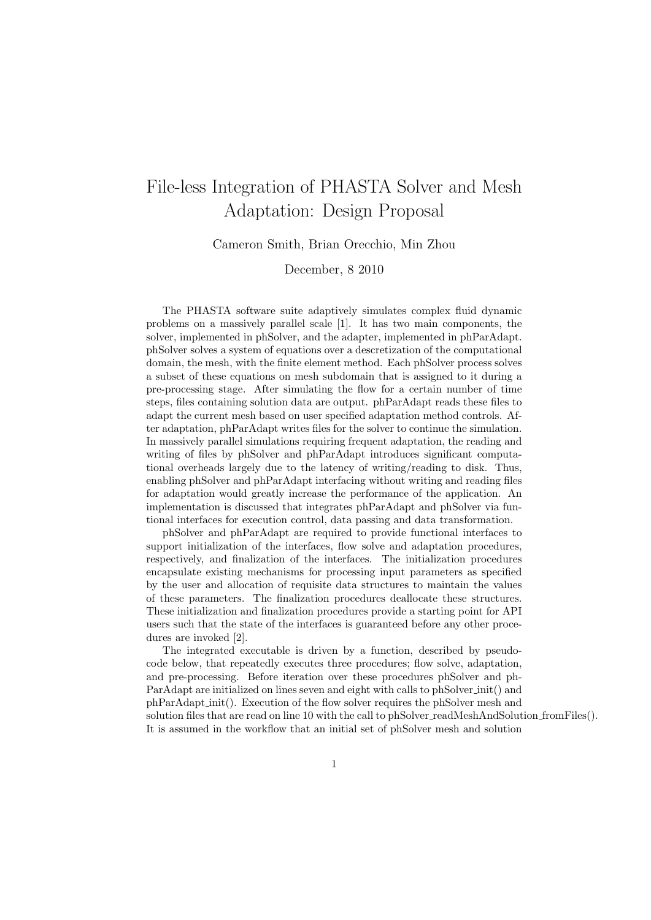# File-less Integration of PHASTA Solver and Mesh Adaptation: Design Proposal

Cameron Smith, Brian Orecchio, Min Zhou

December, 8 2010

The PHASTA software suite adaptively simulates complex fluid dynamic problems on a massively parallel scale [1]. It has two main components, the solver, implemented in phSolver, and the adapter, implemented in phParAdapt. phSolver solves a system of equations over a descretization of the computational domain, the mesh, with the finite element method. Each phSolver process solves a subset of these equations on mesh subdomain that is assigned to it during a pre-processing stage. After simulating the flow for a certain number of time steps, files containing solution data are output. phParAdapt reads these files to adapt the current mesh based on user specified adaptation method controls. After adaptation, phParAdapt writes files for the solver to continue the simulation. In massively parallel simulations requiring frequent adaptation, the reading and writing of files by phSolver and phParAdapt introduces significant computational overheads largely due to the latency of writing/reading to disk. Thus, enabling phSolver and phParAdapt interfacing without writing and reading files for adaptation would greatly increase the performance of the application. An implementation is discussed that integrates phParAdapt and phSolver via funtional interfaces for execution control, data passing and data transformation.

phSolver and phParAdapt are required to provide functional interfaces to support initialization of the interfaces, flow solve and adaptation procedures, respectively, and finalization of the interfaces. The initialization procedures encapsulate existing mechanisms for processing input parameters as specified by the user and allocation of requisite data structures to maintain the values of these parameters. The finalization procedures deallocate these structures. These initialization and finalization procedures provide a starting point for API users such that the state of the interfaces is guaranteed before any other procedures are invoked [2].

The integrated executable is driven by a function, described by pseudocode below, that repeatedly executes three procedures; flow solve, adaptation, and pre-processing. Before iteration over these procedures phSolver and phParAdapt are initialized on lines seven and eight with calls to phSolver_init() and phParAdapt_init(). Execution of the flow solver requires the phSolver mesh and solution files that are read on line 10 with the call to phSolver_readMeshAndSolution_fromFiles(). It is assumed in the workflow that an initial set of phSolver mesh and solution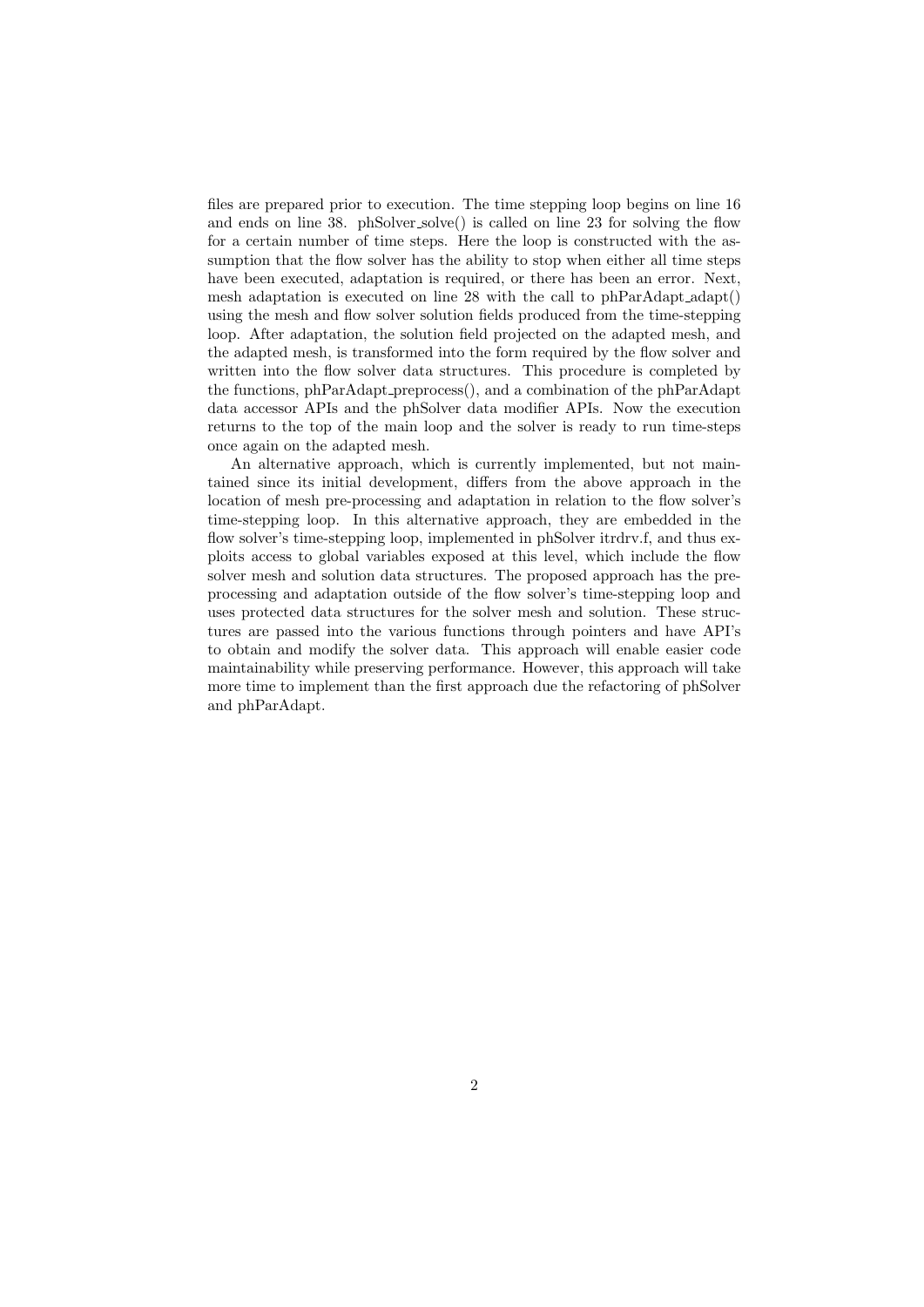files are prepared prior to execution. The time stepping loop begins on line 16 and ends on line 38. phSolver_solve() is called on line 23 for solving the flow for a certain number of time steps. Here the loop is constructed with the assumption that the flow solver has the ability to stop when either all time steps have been executed, adaptation is required, or there has been an error. Next, mesh adaptation is executed on line 28 with the call to phParAdapt_adapt() using the mesh and flow solver solution fields produced from the time-stepping loop. After adaptation, the solution field projected on the adapted mesh, and the adapted mesh, is transformed into the form required by the flow solver and written into the flow solver data structures. This procedure is completed by the functions, phParAdapt_preprocess(), and a combination of the phParAdapt data accessor APIs and the phSolver data modifier APIs. Now the execution returns to the top of the main loop and the solver is ready to run time-steps once again on the adapted mesh.

An alternative approach, which is currently implemented, but not maintained since its initial development, differs from the above approach in the location of mesh pre-processing and adaptation in relation to the flow solver's time-stepping loop. In this alternative approach, they are embedded in the flow solver's time-stepping loop, implemented in phSolver itrdrv.f, and thus exploits access to global variables exposed at this level, which include the flow solver mesh and solution data structures. The proposed approach has the preprocessing and adaptation outside of the flow solver's time-stepping loop and uses protected data structures for the solver mesh and solution. These structures are passed into the various functions through pointers and have API's to obtain and modify the solver data. This approach will enable easier code maintainability while preserving performance. However, this approach will take more time to implement than the first approach due the refactoring of phSolver and phParAdapt.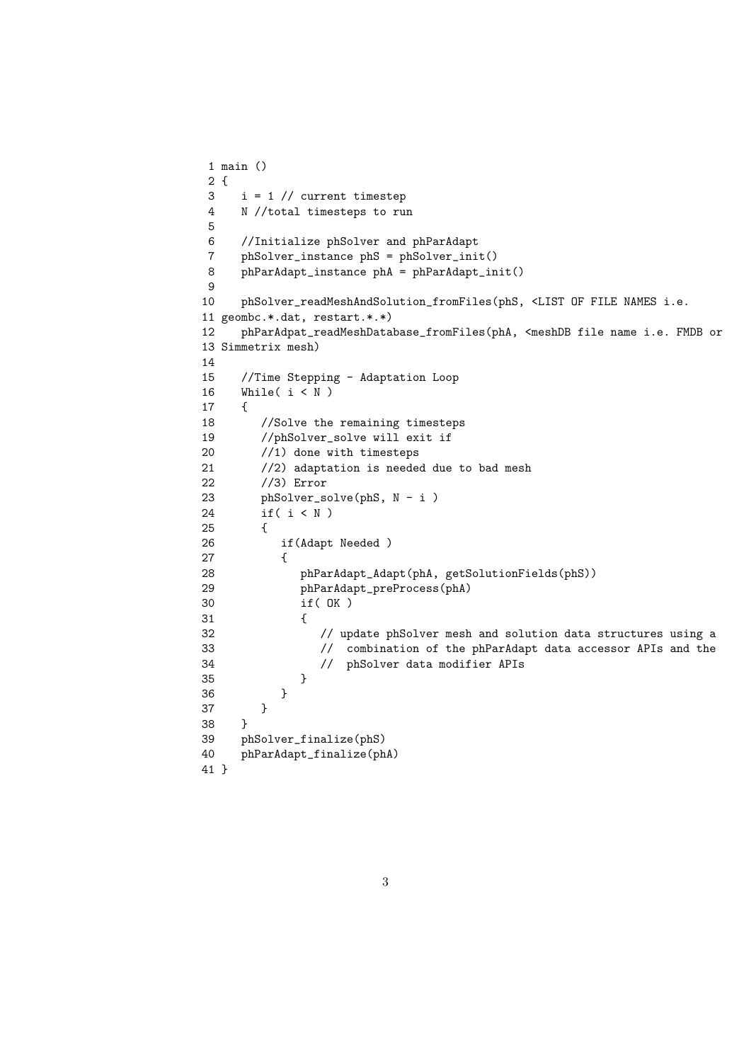```
 1 main ()
 2 {
 3    i = 1 // current timestep
 4    N //total timesteps to run
 5
 6    //Initialize phSolver and phParAdapt
 7    phSolver_instance phS = phSolver_init()
 8    phParAdapt_instance phA = phParAdapt_init()
 9
10    phSolver_readMeshAndSolution_fromFiles(phS, <LIST OF FILE NAMES i.e.
11 geombc.*.dat, restart.*.*)
12    phParAdpat_readMeshDatabase_fromFiles(phA, <meshDB file name i.e. FMDB or
13 Simmetrix mesh)
14
15    //Time Stepping - Adaptation Loop
16    While( i < N )
17    {
18       //Solve the remaining timesteps
19       //phSolver_solve will exit if
20       //1) done with timesteps
21       //2) adaptation is needed due to bad mesh
22       //3) Error
23       phSolver_solve(phS, N - i )
24       if( i < N )
25       {
26          if(Adapt Needed )
27          {
28             phParAdapt_Adapt(phA, getSolutionFields(phS))
29             phParAdapt_preProcess(phA)
30             if( OK )
31             {
32                // update phSolver mesh and solution data structures using a
33                //  combination of the phParAdapt data accessor APIs and the
34                //  phSolver data modifier APIs
35             }
36          }
37       }
38    }
39    phSolver_finalize(phS)
40    phParAdapt_finalize(phA)
41 }
```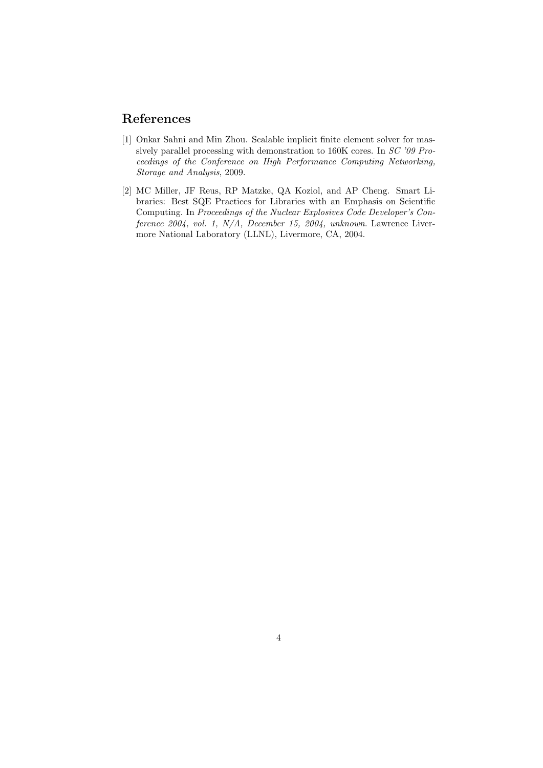## References

[1] Onkar Sahni and Min Zhou. Scalable implicit finite element solver for massively parallel processing with demonstration to 160K cores. In *SC '09 Proceedings of the Conference on High Performance Computing Networking, Storage and Analysis*, 2009.

[2] MC Miller, JF Reus, RP Matzke, QA Koziol, and AP Cheng. Smart Libraries: Best SQE Practices for Libraries with an Emphasis on Scientific Computing. In *Proceedings of the Nuclear Explosives Code Developer's Conference 2004, vol. 1, N/A, December 15, 2004, unknown*. Lawrence Livermore National Laboratory (LLNL), Livermore, CA, 2004.